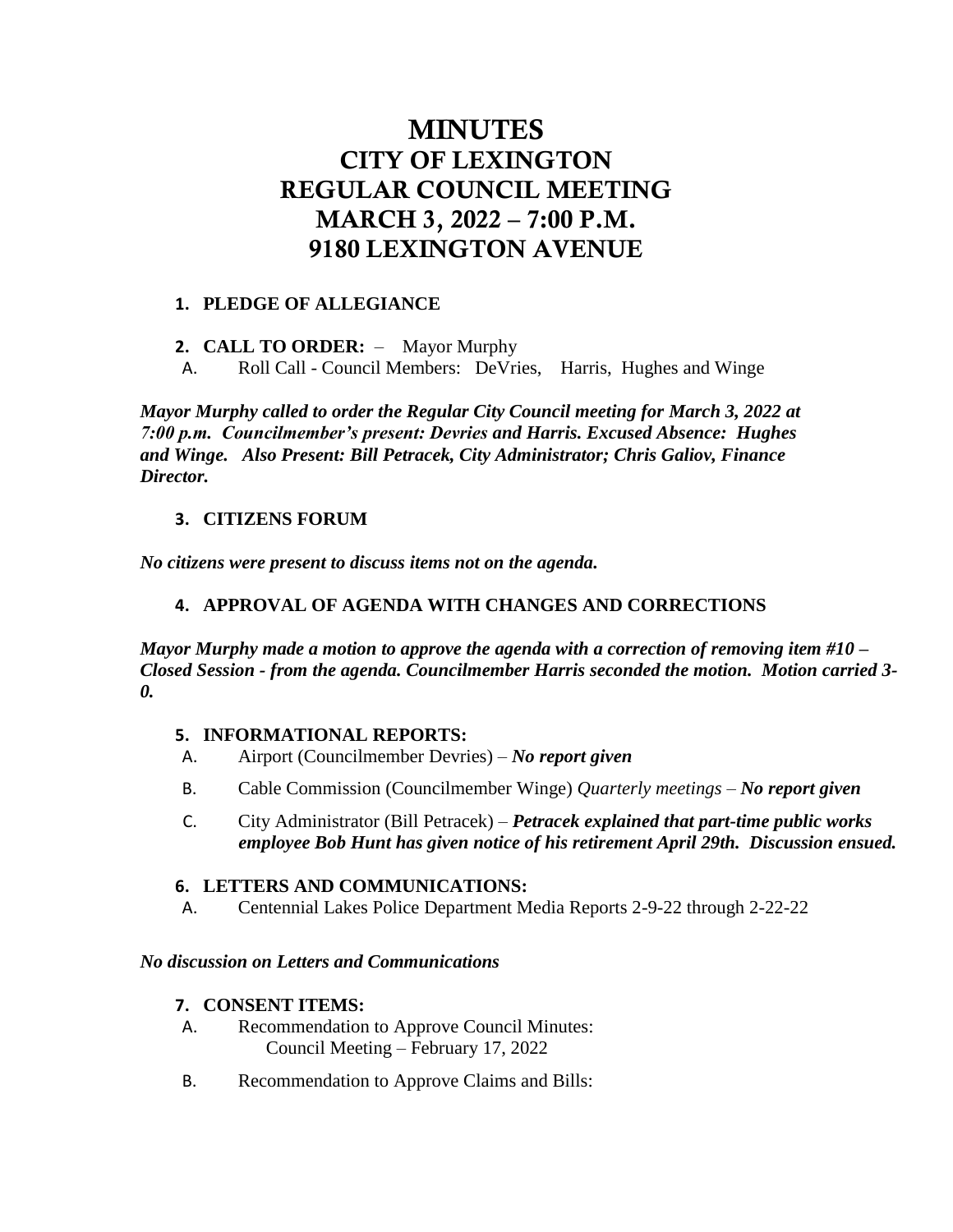# MINUTES
# CITY OF LEXINGTON
# REGULAR COUNCIL MEETING
# MARCH 3, 2022 – 7:00 P.M.
# 9180 LEXINGTON AVENUE

1. **PLEDGE OF ALLEGIANCE**

2. **CALL TO ORDER:** – Mayor Murphy

   A. Roll Call - Council Members: DeVries, Harris, Hughes and Winge

***Mayor Murphy called to order the Regular City Council meeting for March 3, 2022 at 7:00 p.m. Councilmember's present: Devries and Harris. Excused Absence: Hughes and Winge. Also Present: Bill Petracek, City Administrator; Chris Galiov, Finance Director.***

3. **CITIZENS FORUM**

***No citizens were present to discuss items not on the agenda.***

4. **APPROVAL OF AGENDA WITH CHANGES AND CORRECTIONS**

***Mayor Murphy made a motion to approve the agenda with a correction of removing item #10 – Closed Session - from the agenda. Councilmember Harris seconded the motion. Motion carried 3-0.***

5. **INFORMATIONAL REPORTS:**

   A. Airport (Councilmember Devries) – ***No report given***

   B. Cable Commission (Councilmember Winge) *Quarterly meetings* – ***No report given***

   C. City Administrator (Bill Petracek) – ***Petracek explained that part-time public works employee Bob Hunt has given notice of his retirement April 29th. Discussion ensued.***

6. **LETTERS AND COMMUNICATIONS:**

   A. Centennial Lakes Police Department Media Reports 2-9-22 through 2-22-22

***No discussion on Letters and Communications***

7. **CONSENT ITEMS:**

   A. Recommendation to Approve Council Minutes:
      Council Meeting – February 17, 2022

   B. Recommendation to Approve Claims and Bills: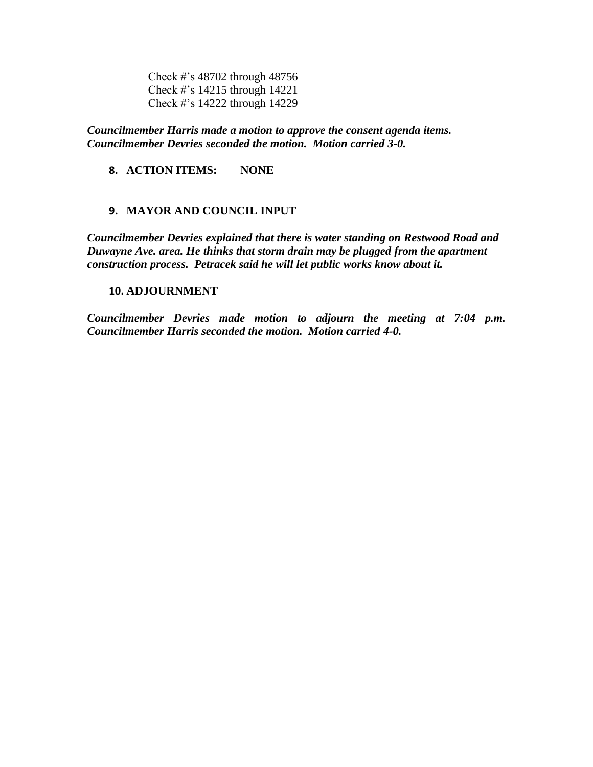Check #'s 48702 through 48756
Check #'s 14215 through 14221
Check #'s 14222 through 14229

***Councilmember Harris made a motion to approve the consent agenda items. Councilmember Devries seconded the motion. Motion carried 3-0.***

**8. ACTION ITEMS: NONE**

**9. MAYOR AND COUNCIL INPUT**

***Councilmember Devries explained that there is water standing on Restwood Road and Duwayne Ave. area. He thinks that storm drain may be plugged from the apartment construction process. Petracek said he will let public works know about it.***

**10. ADJOURNMENT**

***Councilmember Devries made motion to adjourn the meeting at 7:04 p.m. Councilmember Harris seconded the motion. Motion carried 4-0.***